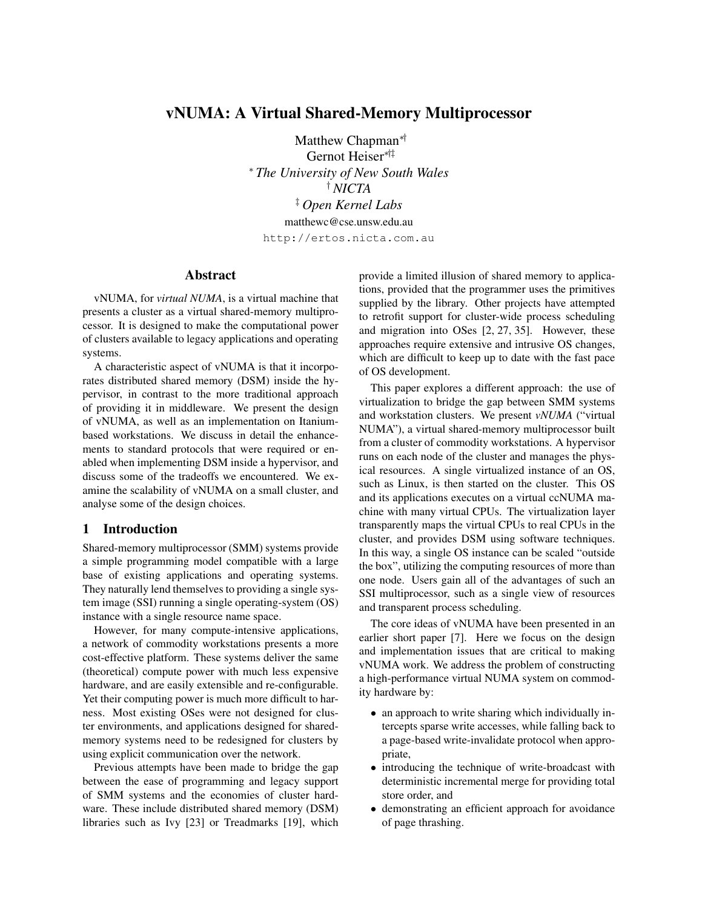# vNUMA: A Virtual Shared-Memory Multiprocessor

Matthew Chapman[*†]
Gernot Heiser[*†‡]
[*] *The University of New South Wales*
[†] *NICTA*
[‡] *Open Kernel Labs*
matthewc@cse.unsw.edu.au
http://ertos.nicta.com.au

## Abstract

vNUMA, for *virtual NUMA*, is a virtual machine that presents a cluster as a virtual shared-memory multiprocessor. It is designed to make the computational power of clusters available to legacy applications and operating systems.

A characteristic aspect of vNUMA is that it incorporates distributed shared memory (DSM) inside the hypervisor, in contrast to the more traditional approach of providing it in middleware. We present the design of vNUMA, as well as an implementation on Itanium-based workstations. We discuss in detail the enhancements to standard protocols that were required or enabled when implementing DSM inside a hypervisor, and discuss some of the tradeoffs we encountered. We examine the scalability of vNUMA on a small cluster, and analyse some of the design choices.

## 1 Introduction

Shared-memory multiprocessor (SMM) systems provide a simple programming model compatible with a large base of existing applications and operating systems. They naturally lend themselves to providing a single system image (SSI) running a single operating-system (OS) instance with a single resource name space.

However, for many compute-intensive applications, a network of commodity workstations presents a more cost-effective platform. These systems deliver the same (theoretical) compute power with much less expensive hardware, and are easily extensible and re-configurable. Yet their computing power is much more difficult to harness. Most existing OSes were not designed for cluster environments, and applications designed for shared-memory systems need to be redesigned for clusters by using explicit communication over the network.

Previous attempts have been made to bridge the gap between the ease of programming and legacy support of SMM systems and the economies of cluster hardware. These include distributed shared memory (DSM) libraries such as Ivy [23] or Treadmarks [19], which provide a limited illusion of shared memory to applications, provided that the programmer uses the primitives supplied by the library. Other projects have attempted to retrofit support for cluster-wide process scheduling and migration into OSes [2, 27, 35]. However, these approaches require extensive and intrusive OS changes, which are difficult to keep up to date with the fast pace of OS development.

This paper explores a different approach: the use of virtualization to bridge the gap between SMM systems and workstation clusters. We present *vNUMA* ("virtual NUMA"), a virtual shared-memory multiprocessor built from a cluster of commodity workstations. A hypervisor runs on each node of the cluster and manages the physical resources. A single virtualized instance of an OS, such as Linux, is then started on the cluster. This OS and its applications executes on a virtual ccNUMA machine with many virtual CPUs. The virtualization layer transparently maps the virtual CPUs to real CPUs in the cluster, and provides DSM using software techniques. In this way, a single OS instance can be scaled "outside the box", utilizing the computing resources of more than one node. Users gain all of the advantages of such an SSI multiprocessor, such as a single view of resources and transparent process scheduling.

The core ideas of vNUMA have been presented in an earlier short paper [7]. Here we focus on the design and implementation issues that are critical to making vNUMA work. We address the problem of constructing a high-performance virtual NUMA system on commodity hardware by:

- an approach to write sharing which individually intercepts sparse write accesses, while falling back to a page-based write-invalidate protocol when appropriate,
- introducing the technique of write-broadcast with deterministic incremental merge for providing total store order, and
- demonstrating an efficient approach for avoidance of page thrashing.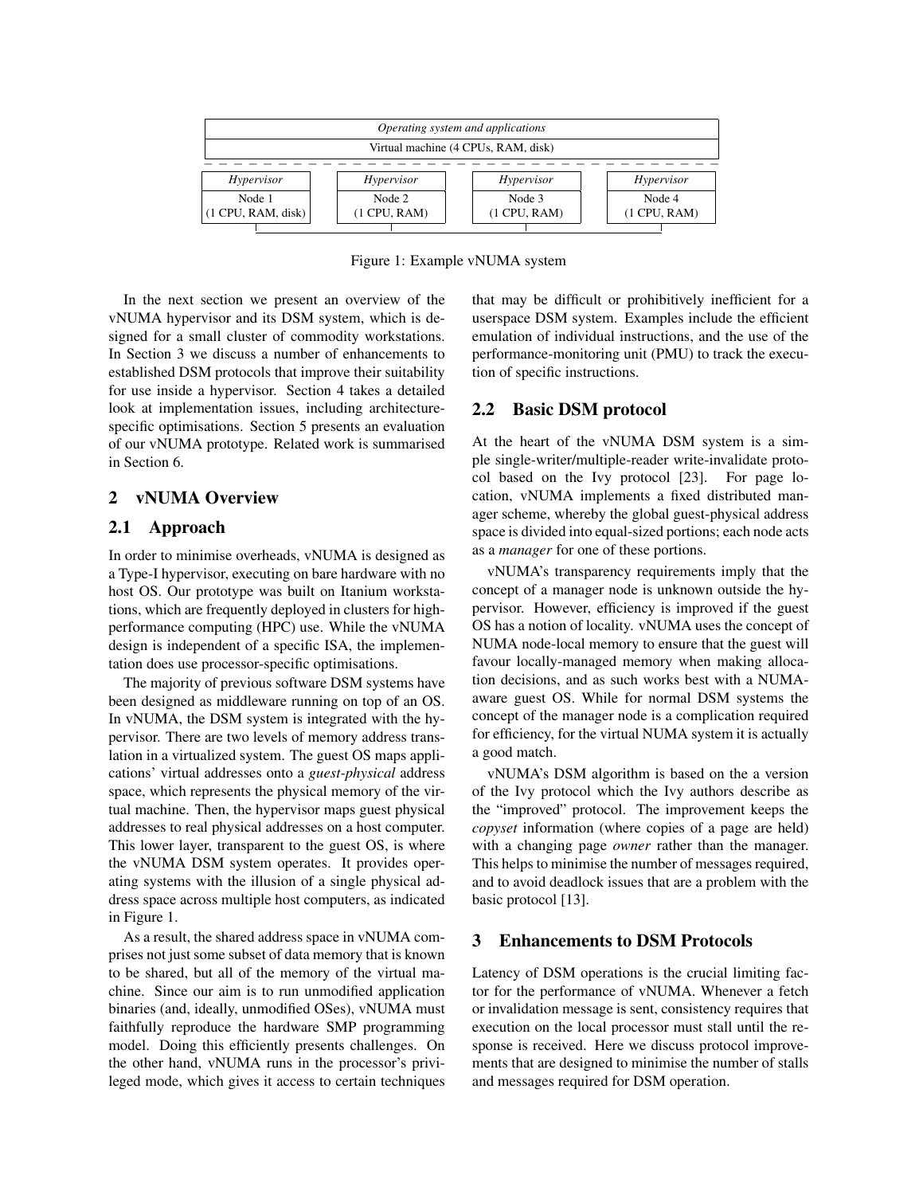| Operating system and applications | | | |
|---|---|---|---|
| Virtual machine (4 CPUs, RAM, disk) | | | |
| *Hypervisor* | *Hypervisor* | *Hypervisor* | *Hypervisor* |
| Node 1 (1 CPU, RAM, disk) | Node 2 (1 CPU, RAM) | Node 3 (1 CPU, RAM) | Node 4 (1 CPU, RAM) |

Figure 1: Example vNUMA system

In the next section we present an overview of the vNUMA hypervisor and its DSM system, which is designed for a small cluster of commodity workstations. In Section 3 we discuss a number of enhancements to established DSM protocols that improve their suitability for use inside a hypervisor. Section 4 takes a detailed look at implementation issues, including architecture-specific optimisations. Section 5 presents an evaluation of our vNUMA prototype. Related work is summarised in Section 6.

## 2 vNUMA Overview

### 2.1 Approach

In order to minimise overheads, vNUMA is designed as a Type-I hypervisor, executing on bare hardware with no host OS. Our prototype was built on Itanium workstations, which are frequently deployed in clusters for high-performance computing (HPC) use. While the vNUMA design is independent of a specific ISA, the implementation does use processor-specific optimisations.

The majority of previous software DSM systems have been designed as middleware running on top of an OS. In vNUMA, the DSM system is integrated with the hypervisor. There are two levels of memory address translation in a virtualized system. The guest OS maps applications' virtual addresses onto a *guest-physical* address space, which represents the physical memory of the virtual machine. Then, the hypervisor maps guest physical addresses to real physical addresses on a host computer. This lower layer, transparent to the guest OS, is where the vNUMA DSM system operates. It provides operating systems with the illusion of a single physical address space across multiple host computers, as indicated in Figure 1.

As a result, the shared address space in vNUMA comprises not just some subset of data memory that is known to be shared, but all of the memory of the virtual machine. Since our aim is to run unmodified application binaries (and, ideally, unmodified OSes), vNUMA must faithfully reproduce the hardware SMP programming model. Doing this efficiently presents challenges. On the other hand, vNUMA runs in the processor's privileged mode, which gives it access to certain techniques that may be difficult or prohibitively inefficient for a userspace DSM system. Examples include the efficient emulation of individual instructions, and the use of the performance-monitoring unit (PMU) to track the execution of specific instructions.

### 2.2 Basic DSM protocol

At the heart of the vNUMA DSM system is a simple single-writer/multiple-reader write-invalidate protocol based on the Ivy protocol [23]. For page location, vNUMA implements a fixed distributed manager scheme, whereby the global guest-physical address space is divided into equal-sized portions; each node acts as a *manager* for one of these portions.

vNUMA's transparency requirements imply that the concept of a manager node is unknown outside the hypervisor. However, efficiency is improved if the guest OS has a notion of locality. vNUMA uses the concept of NUMA node-local memory to ensure that the guest will favour locally-managed memory when making allocation decisions, and as such works best with a NUMA-aware guest OS. While for normal DSM systems the concept of the manager node is a complication required for efficiency, for the virtual NUMA system it is actually a good match.

vNUMA's DSM algorithm is based on the a version of the Ivy protocol which the Ivy authors describe as the "improved" protocol. The improvement keeps the *copyset* information (where copies of a page are held) with a changing page *owner* rather than the manager. This helps to minimise the number of messages required, and to avoid deadlock issues that are a problem with the basic protocol [13].

## 3 Enhancements to DSM Protocols

Latency of DSM operations is the crucial limiting factor for the performance of vNUMA. Whenever a fetch or invalidation message is sent, consistency requires that execution on the local processor must stall until the response is received. Here we discuss protocol improvements that are designed to minimise the number of stalls and messages required for DSM operation.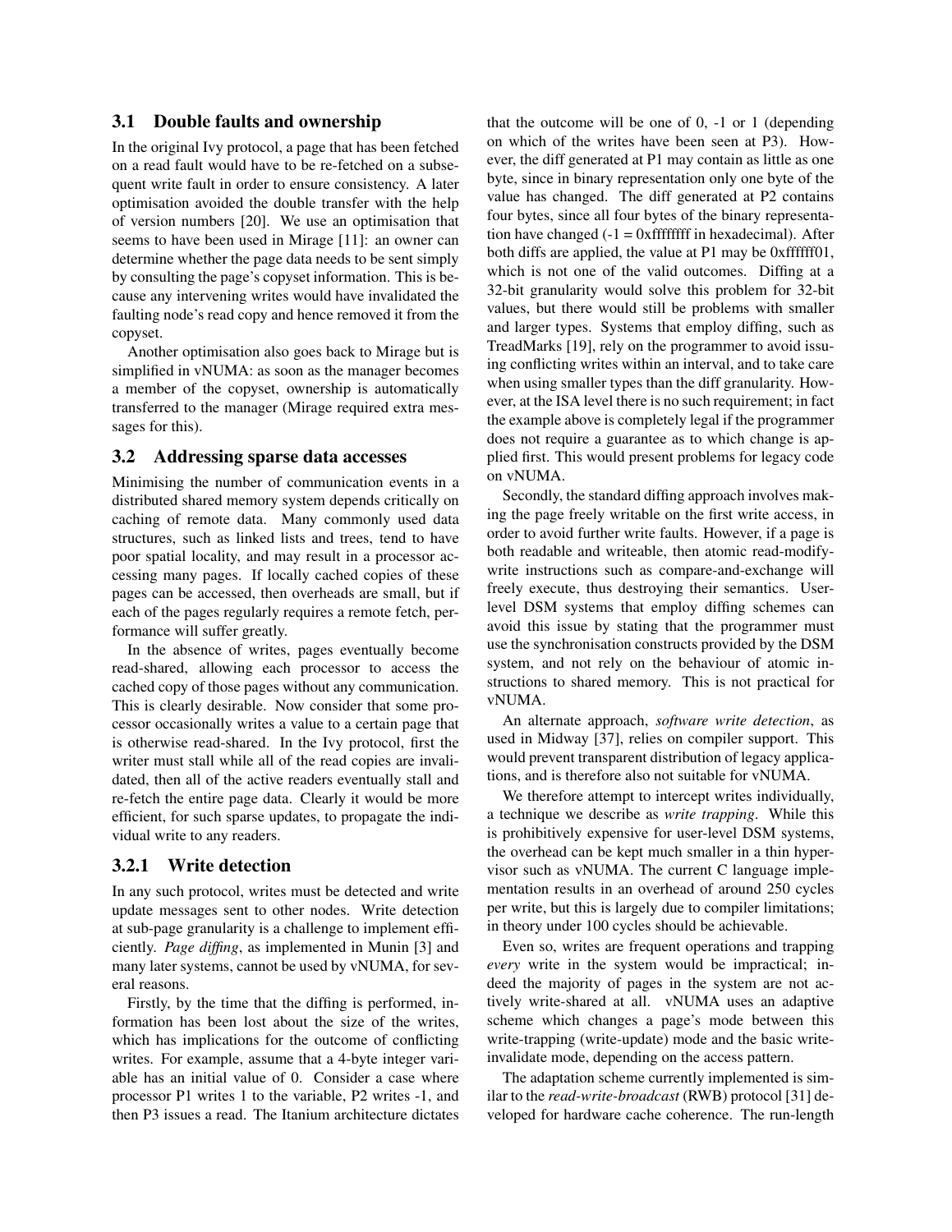### 3.1 Double faults and ownership

In the original Ivy protocol, a page that has been fetched on a read fault would have to be re-fetched on a subsequent write fault in order to ensure consistency. A later optimisation avoided the double transfer with the help of version numbers [20]. We use an optimisation that seems to have been used in Mirage [11]: an owner can determine whether the page data needs to be sent simply by consulting the page's copyset information. This is because any intervening writes would have invalidated the faulting node's read copy and hence removed it from the copyset.

Another optimisation also goes back to Mirage but is simplified in vNUMA: as soon as the manager becomes a member of the copyset, ownership is automatically transferred to the manager (Mirage required extra messages for this).

### 3.2 Addressing sparse data accesses

Minimising the number of communication events in a distributed shared memory system depends critically on caching of remote data. Many commonly used data structures, such as linked lists and trees, tend to have poor spatial locality, and may result in a processor accessing many pages. If locally cached copies of these pages can be accessed, then overheads are small, but if each of the pages regularly requires a remote fetch, performance will suffer greatly.

In the absence of writes, pages eventually become read-shared, allowing each processor to access the cached copy of those pages without any communication. This is clearly desirable. Now consider that some processor occasionally writes a value to a certain page that is otherwise read-shared. In the Ivy protocol, first the writer must stall while all of the read copies are invalidated, then all of the active readers eventually stall and re-fetch the entire page data. Clearly it would be more efficient, for such sparse updates, to propagate the individual write to any readers.

#### 3.2.1 Write detection

In any such protocol, writes must be detected and write update messages sent to other nodes. Write detection at sub-page granularity is a challenge to implement efficiently. *Page diffing*, as implemented in Munin [3] and many later systems, cannot be used by vNUMA, for several reasons.

Firstly, by the time that the diffing is performed, information has been lost about the size of the writes, which has implications for the outcome of conflicting writes. For example, assume that a 4-byte integer variable has an initial value of 0. Consider a case where processor P1 writes 1 to the variable, P2 writes -1, and then P3 issues a read. The Itanium architecture dictates that the outcome will be one of 0, -1 or 1 (depending on which of the writes have been seen at P3). However, the diff generated at P1 may contain as little as one byte, since in binary representation only one byte of the value has changed. The diff generated at P2 contains four bytes, since all four bytes of the binary representation have changed (-1 = 0xffffffff in hexadecimal). After both diffs are applied, the value at P1 may be 0xffffff01, which is not one of the valid outcomes. Diffing at a 32-bit granularity would solve this problem for 32-bit values, but there would still be problems with smaller and larger types. Systems that employ diffing, such as TreadMarks [19], rely on the programmer to avoid issuing conflicting writes within an interval, and to take care when using smaller types than the diff granularity. However, at the ISA level there is no such requirement; in fact the example above is completely legal if the programmer does not require a guarantee as to which change is applied first. This would present problems for legacy code on vNUMA.

Secondly, the standard diffing approach involves making the page freely writable on the first write access, in order to avoid further write faults. However, if a page is both readable and writeable, then atomic read-modify-write instructions such as compare-and-exchange will freely execute, thus destroying their semantics. User-level DSM systems that employ diffing schemes can avoid this issue by stating that the programmer must use the synchronisation constructs provided by the DSM system, and not rely on the behaviour of atomic instructions to shared memory. This is not practical for vNUMA.

An alternate approach, *software write detection*, as used in Midway [37], relies on compiler support. This would prevent transparent distribution of legacy applications, and is therefore also not suitable for vNUMA.

We therefore attempt to intercept writes individually, a technique we describe as *write trapping*. While this is prohibitively expensive for user-level DSM systems, the overhead can be kept much smaller in a thin hypervisor such as vNUMA. The current C language implementation results in an overhead of around 250 cycles per write, but this is largely due to compiler limitations; in theory under 100 cycles should be achievable.

Even so, writes are frequent operations and trapping *every* write in the system would be impractical; indeed the majority of pages in the system are not actively write-shared at all. vNUMA uses an adaptive scheme which changes a page's mode between this write-trapping (write-update) mode and the basic write-invalidate mode, depending on the access pattern.

The adaptation scheme currently implemented is similar to the *read-write-broadcast* (RWB) protocol [31] developed for hardware cache coherence. The run-length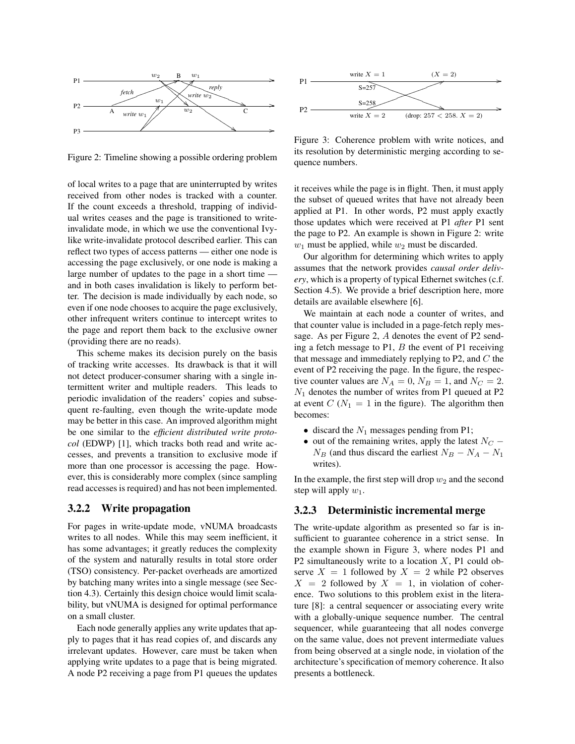Figure 2: Timeline showing a possible ordering problem

of local writes to a page that are uninterrupted by writes received from other nodes is tracked with a counter. If the count exceeds a threshold, trapping of individual writes ceases and the page is transitioned to write-invalidate mode, in which we use the conventional Ivy-like write-invalidate protocol described earlier. This can reflect two types of access patterns — either one node is accessing the page exclusively, or one node is making a large number of updates to the page in a short time — and in both cases invalidation is likely to perform better. The decision is made individually by each node, so even if one node chooses to acquire the page exclusively, other infrequent writers continue to intercept writes to the page and report them back to the exclusive owner (providing there are no reads).

This scheme makes its decision purely on the basis of tracking write accesses. Its drawback is that it will not detect producer-consumer sharing with a single intermittent writer and multiple readers. This leads to periodic invalidation of the readers' copies and subsequent re-faulting, even though the write-update mode may be better in this case. An improved algorithm might be one similar to the *efficient distributed write protocol* (EDWP) [1], which tracks both read and write accesses, and prevents a transition to exclusive mode if more than one processor is accessing the page. However, this is considerably more complex (since sampling read accesses is required) and has not been implemented.

### 3.2.2 Write propagation

For pages in write-update mode, vNUMA broadcasts writes to all nodes. While this may seem inefficient, it has some advantages; it greatly reduces the complexity of the system and naturally results in total store order (TSO) consistency. Per-packet overheads are amortized by batching many writes into a single message (see Section 4.3). Certainly this design choice would limit scalability, but vNUMA is designed for optimal performance on a small cluster.

Each node generally applies any write updates that apply to pages that it has read copies of, and discards any irrelevant updates. However, care must be taken when applying write updates to a page that is being migrated. A node P2 receiving a page from P1 queues the updates it receives while the page is in flight. Then, it must apply the subset of queued writes that have not already been applied at P1. In other words, P2 must apply exactly those updates which were received at P1 *after* P1 sent the page to P2. An example is shown in Figure 2: write $w_1$ must be applied, while $w_2$ must be discarded.

Figure 3: Coherence problem with write notices, and its resolution by deterministic merging according to sequence numbers.

Our algorithm for determining which writes to apply assumes that the network provides *causal order delivery*, which is a property of typical Ethernet switches (c.f. Section 4.5). We provide a brief description here, more details are available elsewhere [6].

We maintain at each node a counter of writes, and that counter value is included in a page-fetch reply message. As per Figure 2, $A$ denotes the event of P2 sending a fetch message to P1, $B$ the event of P1 receiving that message and immediately replying to P2, and $C$ the event of P2 receiving the page. In the figure, the respective counter values are $N_A = 0$, $N_B = 1$, and $N_C = 2$. $N_1$ denotes the number of writes from P1 queued at P2 at event $C$ ($N_1 = 1$ in the figure). The algorithm then becomes:

- discard the $N_1$ messages pending from P1;
- out of the remaining writes, apply the latest $N_C - N_B$ (and thus discard the earliest $N_B - N_A - N_1$ writes).

In the example, the first step will drop $w_2$ and the second step will apply $w_1$.

### 3.2.3 Deterministic incremental merge

The write-update algorithm as presented so far is insufficient to guarantee coherence in a strict sense. In the example shown in Figure 3, where nodes P1 and P2 simultaneously write to a location $X$, P1 could observe $X = 1$ followed by $X = 2$ while P2 observes $X = 2$ followed by $X = 1$, in violation of coherence. Two solutions to this problem exist in the literature [8]: a central sequencer or associating every write with a globally-unique sequence number. The central sequencer, while guaranteeing that all nodes converge on the same value, does not prevent intermediate values from being observed at a single node, in violation of the architecture's specification of memory coherence. It also presents a bottleneck.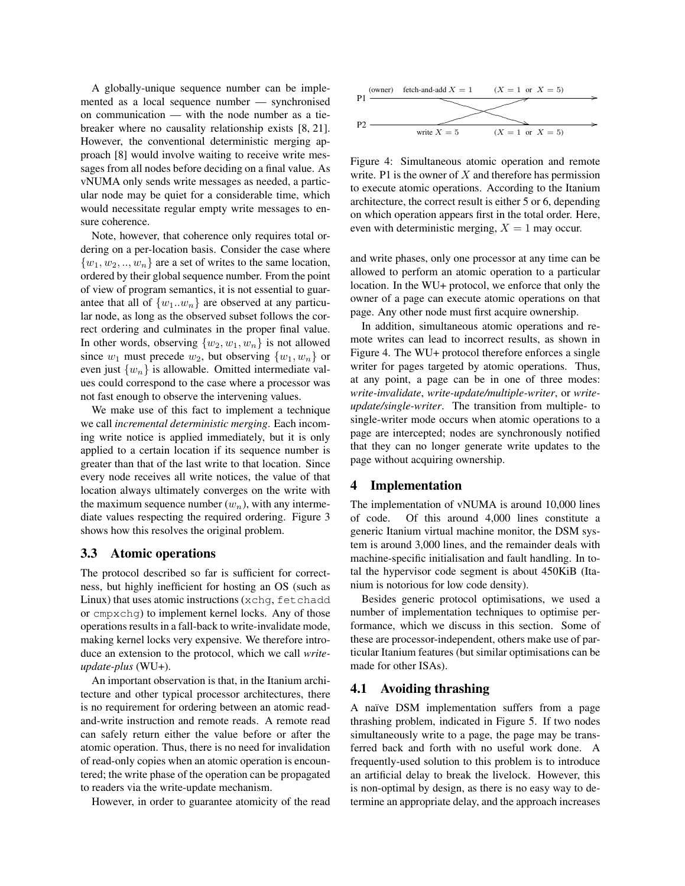A globally-unique sequence number can be implemented as a local sequence number — synchronised on communication — with the node number as a tie-breaker where no causality relationship exists [8, 21]. However, the conventional deterministic merging approach [8] would involve waiting to receive write messages from all nodes before deciding on a final value. As vNUMA only sends write messages as needed, a particular node may be quiet for a considerable time, which would necessitate regular empty write messages to ensure coherence.

Note, however, that coherence only requires total ordering on a per-location basis. Consider the case where $\{w_1, w_2, .., w_n\}$ are a set of writes to the same location, ordered by their global sequence number. From the point of view of program semantics, it is not essential to guarantee that all of $\{w_1..w_n\}$ are observed at any particular node, as long as the observed subset follows the correct ordering and culminates in the proper final value. In other words, observing $\{w_2, w_1, w_n\}$ is not allowed since $w_1$ must precede $w_2$, but observing $\{w_1, w_n\}$ or even just $\{w_n\}$ is allowable. Omitted intermediate values could correspond to the case where a processor was not fast enough to observe the intervening values.

We make use of this fact to implement a technique we call *incremental deterministic merging*. Each incoming write notice is applied immediately, but it is only applied to a certain location if its sequence number is greater than that of the last write to that location. Since every node receives all write notices, the value of that location always ultimately converges on the write with the maximum sequence number ($w_n$), with any intermediate values respecting the required ordering. Figure 3 shows how this resolves the original problem.

### 3.3 Atomic operations

The protocol described so far is sufficient for correctness, but highly inefficient for hosting an OS (such as Linux) that uses atomic instructions (`xchg`, `fetchadd` or `cmpxchg`) to implement kernel locks. Any of those operations results in a fall-back to write-invalidate mode, making kernel locks very expensive. We therefore introduce an extension to the protocol, which we call *write-update-plus* (WU+).

An important observation is that, in the Itanium architecture and other typical processor architectures, there is no requirement for ordering between an atomic read-and-write instruction and remote reads. A remote read can safely return either the value before or after the atomic operation. Thus, there is no need for invalidation of read-only copies when an atomic operation is encountered; the write phase of the operation can be propagated to readers via the write-update mechanism.

However, in order to guarantee atomicity of the read and write phases, only one processor at any time can be allowed to perform an atomic operation to a particular location. In the WU+ protocol, we enforce that only the owner of a page can execute atomic operations on that page. Any other node must first acquire ownership.

P1 (owner) fetch-and-add $X = 1$ ($X = 1$ or $X = 5$)
P2 write $X = 5$ ($X = 1$ or $X = 5$)

Figure 4: Simultaneous atomic operation and remote write. P1 is the owner of $X$ and therefore has permission to execute atomic operations. According to the Itanium architecture, the correct result is either 5 or 6, depending on which operation appears first in the total order. Here, even with deterministic merging, $X = 1$ may occur.

In addition, simultaneous atomic operations and remote writes can lead to incorrect results, as shown in Figure 4. The WU+ protocol therefore enforces a single writer for pages targeted by atomic operations. Thus, at any point, a page can be in one of three modes: *write-invalidate*, *write-update/multiple-writer*, or *write-update/single-writer*. The transition from multiple- to single-writer mode occurs when atomic operations to a page are intercepted; nodes are synchronously notified that they can no longer generate write updates to the page without acquiring ownership.

## 4 Implementation

The implementation of vNUMA is around 10,000 lines of code. Of this around 4,000 lines constitute a generic Itanium virtual machine monitor, the DSM system is around 3,000 lines, and the remainder deals with machine-specific initialisation and fault handling. In total the hypervisor code segment is about 450KiB (Itanium is notorious for low code density).

Besides generic protocol optimisations, we used a number of implementation techniques to optimise performance, which we discuss in this section. Some of these are processor-independent, others make use of particular Itanium features (but similar optimisations can be made for other ISAs).

### 4.1 Avoiding thrashing

A naïve DSM implementation suffers from a page thrashing problem, indicated in Figure 5. If two nodes simultaneously write to a page, the page may be transferred back and forth with no useful work done. A frequently-used solution to this problem is to introduce an artificial delay to break the livelock. However, this is non-optimal by design, as there is no easy way to determine an appropriate delay, and the approach increases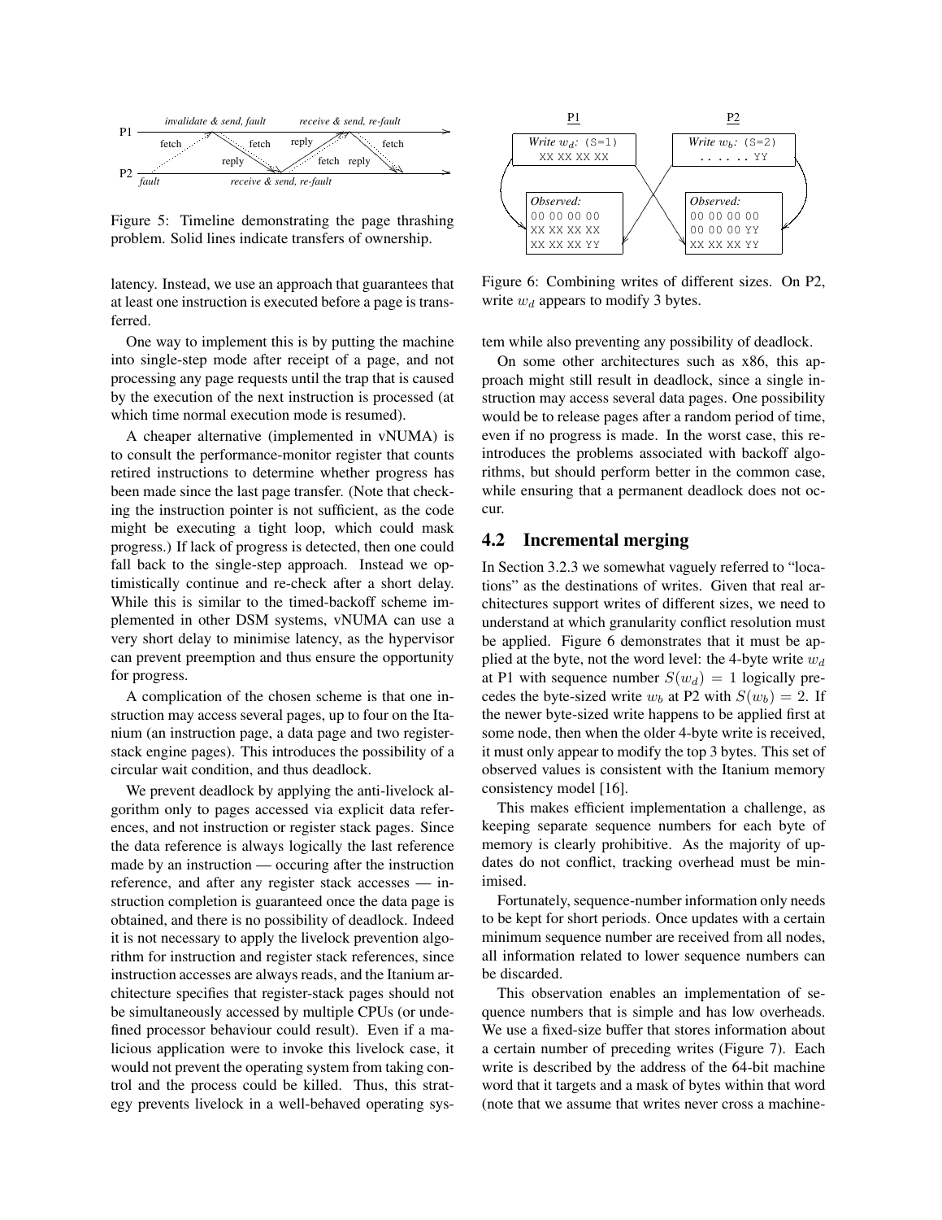Figure 5: Timeline demonstrating the page thrashing problem. Solid lines indicate transfers of ownership.

latency. Instead, we use an approach that guarantees that at least one instruction is executed before a page is transferred.

One way to implement this is by putting the machine into single-step mode after receipt of a page, and not processing any page requests until the trap that is caused by the execution of the next instruction is processed (at which time normal execution mode is resumed).

A cheaper alternative (implemented in vNUMA) is to consult the performance-monitor register that counts retired instructions to determine whether progress has been made since the last page transfer. (Note that checking the instruction pointer is not sufficient, as the code might be executing a tight loop, which could mask progress.) If lack of progress is detected, then one could fall back to the single-step approach. Instead we optimistically continue and re-check after a short delay. While this is similar to the timed-backoff scheme implemented in other DSM systems, vNUMA can use a very short delay to minimise latency, as the hypervisor can prevent preemption and thus ensure the opportunity for progress.

A complication of the chosen scheme is that one instruction may access several pages, up to four on the Itanium (an instruction page, a data page and two register-stack engine pages). This introduces the possibility of a circular wait condition, and thus deadlock.

We prevent deadlock by applying the anti-livelock algorithm only to pages accessed via explicit data references, and not instruction or register stack pages. Since the data reference is always logically the last reference made by an instruction — occuring after the instruction reference, and after any register stack accesses — instruction completion is guaranteed once the data page is obtained, and there is no possibility of livelock. Indeed it is not necessary to apply the livelock prevention algorithm for instruction and register stack references, since instruction accesses are always reads, and the Itanium architecture specifies that register-stack pages should not be simultaneously accessed by multiple CPUs (or undefined processor behaviour could result). Even if a malicious application were to invoke this livelock case, it would not prevent the operating system from taking control and the process could be killed. Thus, this strategy prevents livelock in a well-behaved operating system while also preventing any possibility of deadlock.

Figure 6: Combining writes of different sizes. On P2, write $w_d$ appears to modify 3 bytes.

On some other architectures such as x86, this approach might still result in deadlock, since a single instruction may access several data pages. One possibility would be to release pages after a random period of time, even if no progress is made. In the worst case, this reintroduces the problems associated with backoff algorithms, but should perform better in the common case, while ensuring that a permanent deadlock does not occur.

## 4.2 Incremental merging

In Section 3.2.3 we somewhat vaguely referred to "locations" as the destinations of writes. Given that real architectures support writes of different sizes, we need to understand at which granularity conflict resolution must be applied. Figure 6 demonstrates that it must be applied at the byte, not the word level: the 4-byte write $w_d$ at P1 with sequence number $S(w_d) = 1$ logically precedes the byte-sized write $w_b$ at P2 with $S(w_b) = 2$. If the newer byte-sized write happens to be applied first at some node, then when the older 4-byte write is received, it must only appear to modify the top 3 bytes. This set of observed values is consistent with the Itanium memory consistency model [16].

This makes efficient implementation a challenge, as keeping separate sequence numbers for each byte of memory is clearly prohibitive. As the majority of updates do not conflict, tracking overhead must be minimised.

Fortunately, sequence-number information only needs to be kept for short periods. Once updates with a certain minimum sequence number are received from all nodes, all information related to lower sequence numbers can be discarded.

This observation enables an implementation of sequence numbers that is simple and has low overheads. We use a fixed-size buffer that stores information about a certain number of preceding writes (Figure 7). Each write is described by the address of the 64-bit machine word that it targets and a mask of bytes within that word (note that we assume that writes never cross a machine-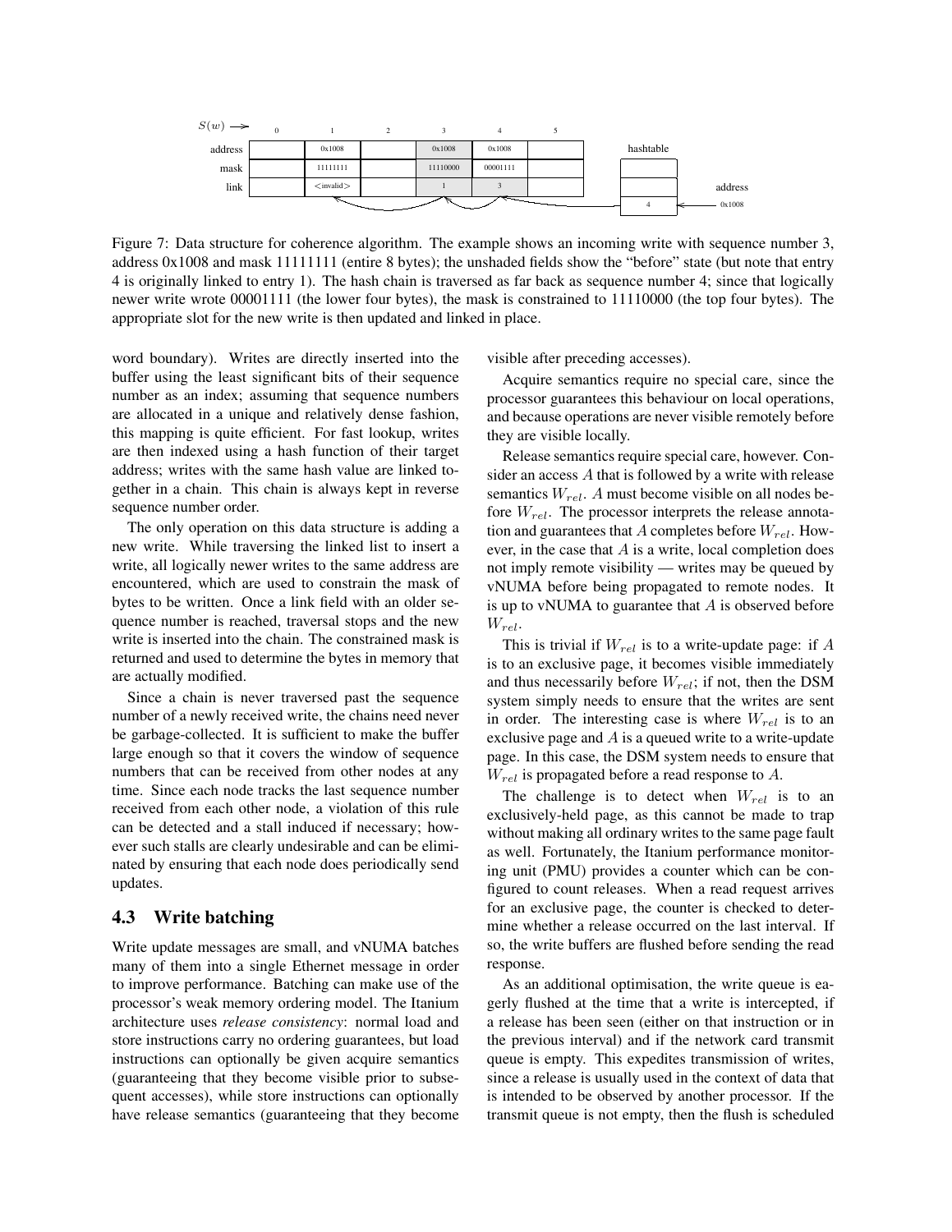| $S(w) \longrightarrow$ | 0 | 1 | 2 | 3 | 4 | 5 |
|---|---|---|---|---|---|---|
| address | | 0x1008 | | 0x1008 | 0x1008 | |
| mask | | 11111111 | | 11110000 | 00001111 | |
| link | | <invalid> | | 1 | 3 | |

hashtable: address 0x1008 → 4

Figure 7: Data structure for coherence algorithm. The example shows an incoming write with sequence number 3, address 0x1008 and mask 11111111 (entire 8 bytes); the unshaded fields show the "before" state (but note that entry 4 is originally linked to entry 1). The hash chain is traversed as far back as sequence number 4; since that logically newer write wrote 00001111 (the lower four bytes), the mask is constrained to 11110000 (the top four bytes). The appropriate slot for the new write is then updated and linked in place.

word boundary). Writes are directly inserted into the buffer using the least significant bits of their sequence number as an index; assuming that sequence numbers are allocated in a unique and relatively dense fashion, this mapping is quite efficient. For fast lookup, writes are then indexed using a hash function of their target address; writes with the same hash value are linked together in a chain. This chain is always kept in reverse sequence number order.

The only operation on this data structure is adding a new write. While traversing the linked list to insert a write, all logically newer writes to the same address are encountered, which are used to constrain the mask of bytes to be written. Once a link field with an older sequence number is reached, traversal stops and the new write is inserted into the chain. The constrained mask is returned and used to determine the bytes in memory that are actually modified.

Since a chain is never traversed past the sequence number of a newly received write, the chains need never be garbage-collected. It is sufficient to make the buffer large enough so that it covers the window of sequence numbers that can be received from other nodes at any time. Since each node tracks the last sequence number received from each other node, a violation of this rule can be detected and a stall induced if necessary; however such stalls are clearly undesirable and can be eliminated by ensuring that each node does periodically send updates.

## 4.3 Write batching

Write update messages are small, and vNUMA batches many of them into a single Ethernet message in order to improve performance. Batching can make use of the processor's weak memory ordering model. The Itanium architecture uses *release consistency*: normal load and store instructions carry no ordering guarantees, but load instructions can optionally be given acquire semantics (guaranteeing that they become visible prior to subsequent accesses), while store instructions can optionally have release semantics (guaranteeing that they become visible after preceding accesses).

Acquire semantics require no special care, since the processor guarantees this behaviour on local operations, and because operations are never visible remotely before they are visible locally.

Release semantics require special care, however. Consider an access $A$ that is followed by a write with release semantics $W_{rel}$. $A$ must become visible on all nodes before $W_{rel}$. The processor interprets the release annotation and guarantees that $A$ completes before $W_{rel}$. However, in the case that $A$ is a write, local completion does not imply remote visibility — writes may be queued by vNUMA before being propagated to remote nodes. It is up to vNUMA to guarantee that $A$ is observed before $W_{rel}$.

This is trivial if $W_{rel}$ is to a write-update page: if $A$ is to an exclusive page, it becomes visible immediately and thus necessarily before $W_{rel}$; if not, then the DSM system simply needs to ensure that the writes are sent in order. The interesting case is where $W_{rel}$ is to an exclusive page and $A$ is a queued write to a write-update page. In this case, the DSM system needs to ensure that $W_{rel}$ is propagated before a read response to $A$.

The challenge is to detect when $W_{rel}$ is to an exclusively-held page, as this cannot be made to trap without making all ordinary writes to the same page fault as well. Fortunately, the Itanium performance monitoring unit (PMU) provides a counter which can be configured to count releases. When a read request arrives for an exclusive page, the counter is checked to determine whether a release occurred on the last interval. If so, the write buffers are flushed before sending the read response.

As an additional optimisation, the write queue is eagerly flushed at the time that a write is intercepted, if a release has been seen (either on that instruction or in the previous interval) and if the network card transmit queue is empty. This expedites transmission of writes, since a release is usually used in the context of data that is intended to be observed by another processor. If the transmit queue is not empty, then the flush is scheduled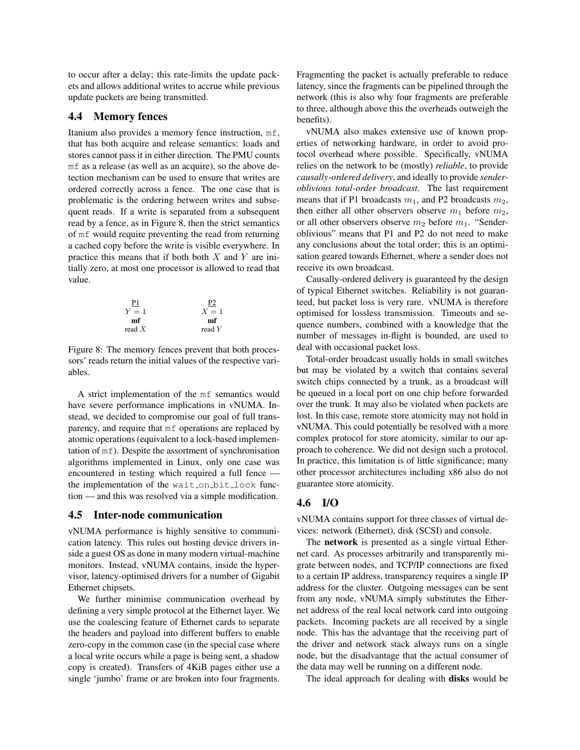to occur after a delay; this rate-limits the update packets and allows additional writes to accrue while previous update packets are being transmitted.

### 4.4 Memory fences

Itanium also provides a memory fence instruction, `mf`, that has both acquire and release semantics: loads and stores cannot pass it in either direction. The PMU counts `mf` as a release (as well as an acquire), so the above detection mechanism can be used to ensure that writes are ordered correctly across a fence. The one case that is problematic is the ordering between writes and subsequent reads. If a write is separated from a subsequent read by a fence, as in Figure 8, then the strict semantics of `mf` would require preventing the read from returning a cached copy before the write is visible everywhere. In practice this means that if both both $X$ and $Y$ are initially zero, at most one processor is allowed to read that value.

| P1 | P2 |
| --- | --- |
| $Y = 1$ | $X = 1$ |
| **mf** | **mf** |
| read $X$ | read $Y$ |

Figure 8: The memory fences prevent that both processors' reads return the initial values of the respective variables.

A strict implementation of the `mf` semantics would have severe performance implications in vNUMA. Instead, we decided to compromise our goal of full transparency, and require that `mf` operations are replaced by atomic operations (equivalent to a lock-based implementation of `mf`). Despite the assortment of synchronisation algorithms implemented in Linux, only one case was encountered in testing which required a full fence — the implementation of the `wait_on_bit_lock` function — and this was resolved via a simple modification.

### 4.5 Inter-node communication

vNUMA performance is highly sensitive to communication latency. This rules out hosting device drivers inside a guest OS as done in many modern virtual-machine monitors. Instead, vNUMA contains, inside the hypervisor, latency-optimised drivers for a number of Gigabit Ethernet chipsets.

We further minimise communication overhead by defining a very simple protocol at the Ethernet layer. We use the coalescing feature of Ethernet cards to separate the headers and payload into different buffers to enable zero-copy in the common case (in the special case where a local write occurs while a page is being sent, a shadow copy is created). Transfers of 4KiB pages either use a single 'jumbo' frame or are broken into four fragments. Fragmenting the packet is actually preferable to reduce latency, since the fragments can be pipelined through the network (this is also why four fragments are preferable to three, although above this the overheads outweigh the benefits).

vNUMA also makes extensive use of known properties of networking hardware, in order to avoid protocol overhead where possible. Specifically, vNUMA relies on the network to be (mostly) *reliable*, to provide *causally-ordered delivery*, and ideally to provide *sender-oblivious total-order broadcast*. The last requirement means that if P1 broadcasts $m_1$, and P2 broadcasts $m_2$, then either all other observers observe $m_1$ before $m_2$, or all other observers observe $m_2$ before $m_1$. "Sender-oblivious" means that P1 and P2 do not need to make any conclusions about the total order; this is an optimisation geared towards Ethernet, where a sender does not receive its own broadcast.

Causally-ordered delivery is guaranteed by the design of typical Ethernet switches. Reliability is not guaranteed, but packet loss is very rare. vNUMA is therefore optimised for lossless transmission. Timeouts and sequence numbers, combined with a knowledge that the number of messages in-flight is bounded, are used to deal with occasional packet loss.

Total-order broadcast usually holds in small switches but may be violated by a switch that contains several switch chips connected by a trunk, as a broadcast will be queued in a local port on one chip before forwarded over the trunk. It may also be violated when packets are lost. In this case, remote store atomicity may not hold in vNUMA. This could potentially be resolved with a more complex protocol for store atomicity, similar to our approach to coherence. We did not design such a protocol. In practice, this limitation is of little significance; many other processor architectures including x86 also do not guarantee store atomicity.

### 4.6 I/O

vNUMA contains support for three classes of virtual devices: network (Ethernet), disk (SCSI) and console.

The **network** is presented as a single virtual Ethernet card. As processes arbitrarily and transparently migrate between nodes, and TCP/IP connections are fixed to a certain IP address, transparency requires a single IP address for the cluster. Outgoing messages can be sent from any node, vNUMA simply substitutes the Ethernet address of the real local network card into outgoing packets. Incoming packets are all received by a single node. This has the advantage that the receiving part of the driver and network stack always runs on a single node, but the disadvantage that the actual consumer of the data may well be running on a different node.

The ideal approach for dealing with **disks** would be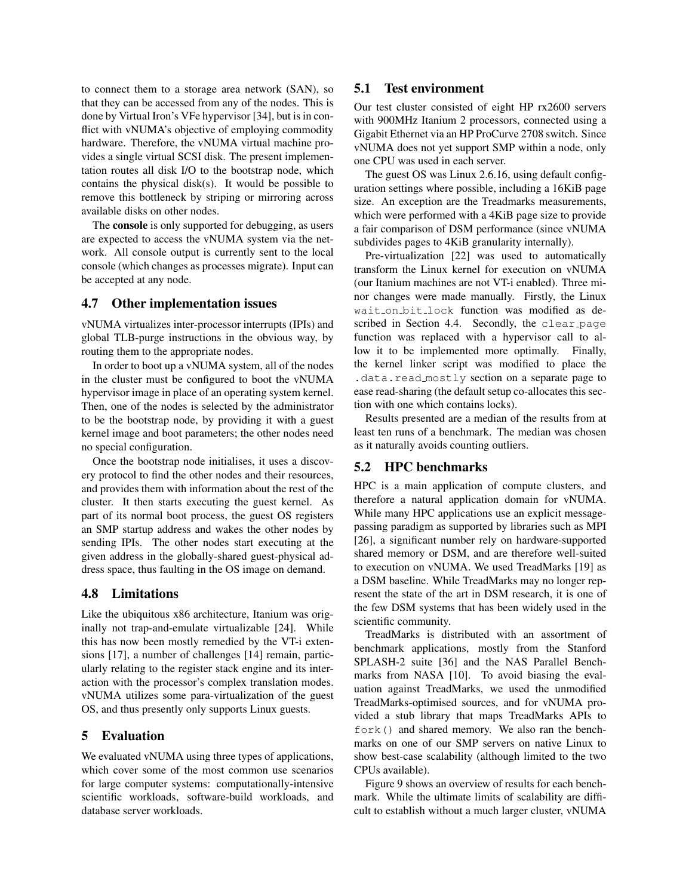to connect them to a storage area network (SAN), so that they can be accessed from any of the nodes. This is done by Virtual Iron's VFe hypervisor [34], but is in conflict with vNUMA's objective of employing commodity hardware. Therefore, the vNUMA virtual machine provides a single virtual SCSI disk. The present implementation routes all disk I/O to the bootstrap node, which contains the physical disk(s). It would be possible to remove this bottleneck by striping or mirroring across available disks on other nodes.

The **console** is only supported for debugging, as users are expected to access the vNUMA system via the network. All console output is currently sent to the local console (which changes as processes migrate). Input can be accepted at any node.

### 4.7 Other implementation issues

vNUMA virtualizes inter-processor interrupts (IPIs) and global TLB-purge instructions in the obvious way, by routing them to the appropriate nodes.

In order to boot up a vNUMA system, all of the nodes in the cluster must be configured to boot the vNUMA hypervisor image in place of an operating system kernel. Then, one of the nodes is selected by the administrator to be the bootstrap node, by providing it with a guest kernel image and boot parameters; the other nodes need no special configuration.

Once the bootstrap node initialises, it uses a discovery protocol to find the other nodes and their resources, and provides them with information about the rest of the cluster. It then starts executing the guest kernel. As part of its normal boot process, the guest OS registers an SMP startup address and wakes the other nodes by sending IPIs. The other nodes start executing at the given address in the globally-shared guest-physical address space, thus faulting in the OS image on demand.

### 4.8 Limitations

Like the ubiquitous x86 architecture, Itanium was originally not trap-and-emulate virtualizable [24]. While this has now been mostly remedied by the VT-i extensions [17], a number of challenges [14] remain, particularly relating to the register stack engine and its interaction with the processor's complex translation modes. vNUMA utilizes some para-virtualization of the guest OS, and thus presently only supports Linux guests.

## 5 Evaluation

We evaluated vNUMA using three types of applications, which cover some of the most common use scenarios for large computer systems: computationally-intensive scientific workloads, software-build workloads, and database server workloads.

### 5.1 Test environment

Our test cluster consisted of eight HP rx2600 servers with 900MHz Itanium 2 processors, connected using a Gigabit Ethernet via an HP ProCurve 2708 switch. Since vNUMA does not yet support SMP within a node, only one CPU was used in each server.

The guest OS was Linux 2.6.16, using default configuration settings where possible, including a 16KiB page size. An exception are the Treadmarks measurements, which were performed with a 4KiB page size to provide a fair comparison of DSM performance (since vNUMA subdivides pages to 4KiB granularity internally).

Pre-virtualization [22] was used to automatically transform the Linux kernel for execution on vNUMA (our Itanium machines are not VT-i enabled). Three minor changes were made manually. Firstly, the Linux `wait_on_bit_lock` function was modified as described in Section 4.4. Secondly, the `clear_page` function was replaced with a hypervisor call to allow it to be implemented more optimally. Finally, the kernel linker script was modified to place the `.data.read_mostly` section on a separate page to ease read-sharing (the default setup co-allocates this section with one which contains locks).

Results presented are a median of the results from at least ten runs of a benchmark. The median was chosen as it naturally avoids counting outliers.

### 5.2 HPC benchmarks

HPC is a main application of compute clusters, and therefore a natural application domain for vNUMA. While many HPC applications use an explicit message-passing paradigm as supported by libraries such as MPI [26], a significant number rely on hardware-supported shared memory or DSM, and are therefore well-suited to execution on vNUMA. We used TreadMarks [19] as a DSM baseline. While TreadMarks may no longer represent the state of the art in DSM research, it is one of the few DSM systems that has been widely used in the scientific community.

TreadMarks is distributed with an assortment of benchmark applications, mostly from the Stanford SPLASH-2 suite [36] and the NAS Parallel Benchmarks from NASA [10]. To avoid biasing the evaluation against TreadMarks, we used the unmodified TreadMarks-optimised sources, and for vNUMA provided a stub library that maps TreadMarks APIs to `fork()` and shared memory. We also ran the benchmarks on one of our SMP servers on native Linux to show best-case scalability (although limited to the two CPUs available).

Figure 9 shows an overview of results for each benchmark. While the ultimate limits of scalability are difficult to establish without a much larger cluster, vNUMA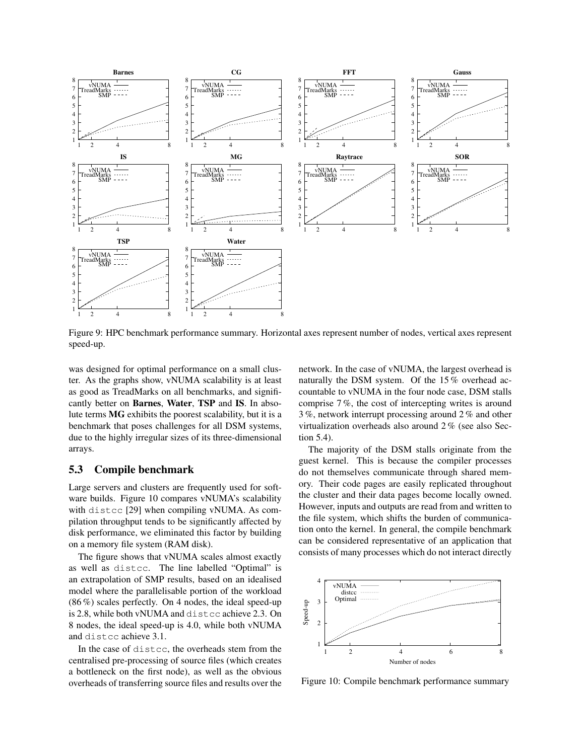Figure 9: HPC benchmark performance summary. Horizontal axes represent number of nodes, vertical axes represent speed-up.

was designed for optimal performance on a small cluster. As the graphs show, vNUMA scalability is at least as good as TreadMarks on all benchmarks, and significantly better on **Barnes**, **Water**, **TSP** and **IS**. In absolute terms **MG** exhibits the poorest scalability, but it is a benchmark that poses challenges for all DSM systems, due to the highly irregular sizes of its three-dimensional arrays.

### 5.3 Compile benchmark

Large servers and clusters are frequently used for software builds. Figure 10 compares vNUMA's scalability with `distcc` [29] when compiling vNUMA. As compilation throughput tends to be significantly affected by disk performance, we eliminated this factor by building on a memory file system (RAM disk).

The figure shows that vNUMA scales almost exactly as well as `distcc`. The line labelled "Optimal" is an extrapolation of SMP results, based on an idealised model where the parallelisable portion of the workload (86 %) scales perfectly. On 4 nodes, the ideal speed-up is 2.8, while both vNUMA and `distcc` achieve 2.3. On 8 nodes, the ideal speed-up is 4.0, while both vNUMA and `distcc` achieve 3.1.

In the case of `distcc`, the overheads stem from the centralised pre-processing of source files (which creates a bottleneck on the first node), as well as the obvious overheads of transferring source files and results over the network. In the case of vNUMA, the largest overhead is naturally the DSM system. Of the 15 % overhead accountable to vNUMA in the four node case, DSM stalls comprise 7 %, the cost of intercepting writes is around 3 %, network interrupt processing around 2 % and other virtualization overheads also around 2 % (see also Section 5.4).

The majority of the DSM stalls originate from the guest kernel. This is because the compiler processes do not themselves communicate through shared memory. Their code pages are easily replicated throughout the cluster and their data pages become locally owned. However, inputs and outputs are read from and written to the file system, which shifts the burden of communication onto the kernel. In general, the compile benchmark can be considered representative of an application that consists of many processes which do not interact directly

Figure 10: Compile benchmark performance summary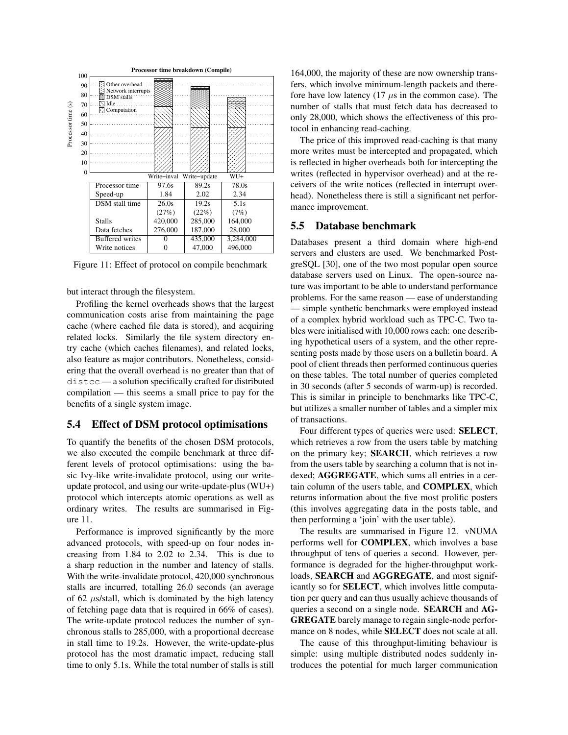**Processor time breakdown (Compile)**

| | Write−inval | Write−update | WU+ |
|---|---|---|---|
| Processor time | 97.6s | 89.2s | 78.0s |
| Speed-up | 1.84 | 2.02 | 2.34 |
| DSM stall time | 26.0s (27%) | 19.2s (22%) | 5.1s (7%) |
| Stalls | 420,000 | 285,000 | 164,000 |
| Data fetches | 276,000 | 187,000 | 28,000 |
| Buffered writes | 0 | 435,000 | 3,284,000 |
| Write notices | 0 | 47,000 | 496,000 |

Figure 11: Effect of protocol on compile benchmark

but interact through the filesystem.

Profiling the kernel overheads shows that the largest communication costs arise from maintaining the page cache (where cached file data is stored), and acquiring related locks. Similarly the file system directory entry cache (which caches filenames), and related locks, also feature as major contributors. Nonetheless, considering that the overall overhead is no greater than that of `distcc` — a solution specifically crafted for distributed compilation — this seems a small price to pay for the benefits of a single system image.

## 5.4 Effect of DSM protocol optimisations

To quantify the benefits of the chosen DSM protocols, we also executed the compile benchmark at three different levels of protocol optimisations: using the basic Ivy-like write-invalidate protocol, using our write-update protocol, and using our write-update-plus (WU+) protocol which intercepts atomic operations as well as ordinary writes. The results are summarised in Figure 11.

Performance is improved significantly by the more advanced protocols, with speed-up on four nodes increasing from 1.84 to 2.02 to 2.34. This is due to a sharp reduction in the number and latency of stalls. With the write-invalidate protocol, 420,000 synchronous stalls are incurred, totalling 26.0 seconds (an average of 62 $\mu$s/stall, which is dominated by the high latency of fetching page data that is required in 66% of cases). The write-update protocol reduces the number of synchronous stalls to 285,000, with a proportional decrease in stall time to 19.2s. However, the write-update-plus protocol has the most dramatic impact, reducing stall time to only 5.1s. While the total number of stalls is still 164,000, the majority of these are now ownership transfers, which involve minimum-length packets and therefore have low latency (17 $\mu$s in the common case). The number of stalls that must fetch data has decreased to only 28,000, which shows the effectiveness of this protocol in enhancing read-caching.

The price of this improved read-caching is that many more writes must be intercepted and propagated, which is reflected in higher overheads both for intercepting the writes (reflected in hypervisor overhead) and at the receivers of the write notices (reflected in interrupt overhead). Nonetheless there is still a significant net performance improvement.

## 5.5 Database benchmark

Databases present a third domain where high-end servers and clusters are used. We benchmarked PostgreSQL [30], one of the two most popular open source database servers used on Linux. The open-source nature was important to be able to understand performance problems. For the same reason — ease of understanding — simple synthetic benchmarks were employed instead of a complex hybrid workload such as TPC-C. Two tables were initialised with 10,000 rows each: one describing hypothetical users of a system, and the other representing posts made by those users on a bulletin board. A pool of client threads then performed continuous queries on these tables. The total number of queries completed in 30 seconds (after 5 seconds of warm-up) is recorded. This is similar in principle to benchmarks like TPC-C, but utilizes a smaller number of tables and a simpler mix of transactions.

Four different types of queries were used: **SELECT**, which retrieves a row from the users table by matching on the primary key; **SEARCH**, which retrieves a row from the users table by searching a column that is not indexed; **AGGREGATE**, which sums all entries in a certain column of the users table, and **COMPLEX**, which returns information about the five most prolific posters (this involves aggregating data in the posts table, and then performing a 'join' with the user table).

The results are summarised in Figure 12. vNUMA performs well for **COMPLEX**, which involves a base throughput of tens of queries a second. However, performance is degraded for the higher-throughput workloads, **SEARCH** and **AGGREGATE**, and most significantly so for **SELECT**, which involves little computation per query and can thus usually achieve thousands of queries a second on a single node. **SEARCH** and **AGGREGATE** barely manage to regain single-node performance on 8 nodes, while **SELECT** does not scale at all.

The cause of this throughput-limiting behaviour is simple: using multiple distributed nodes suddenly introduces the potential for much larger communication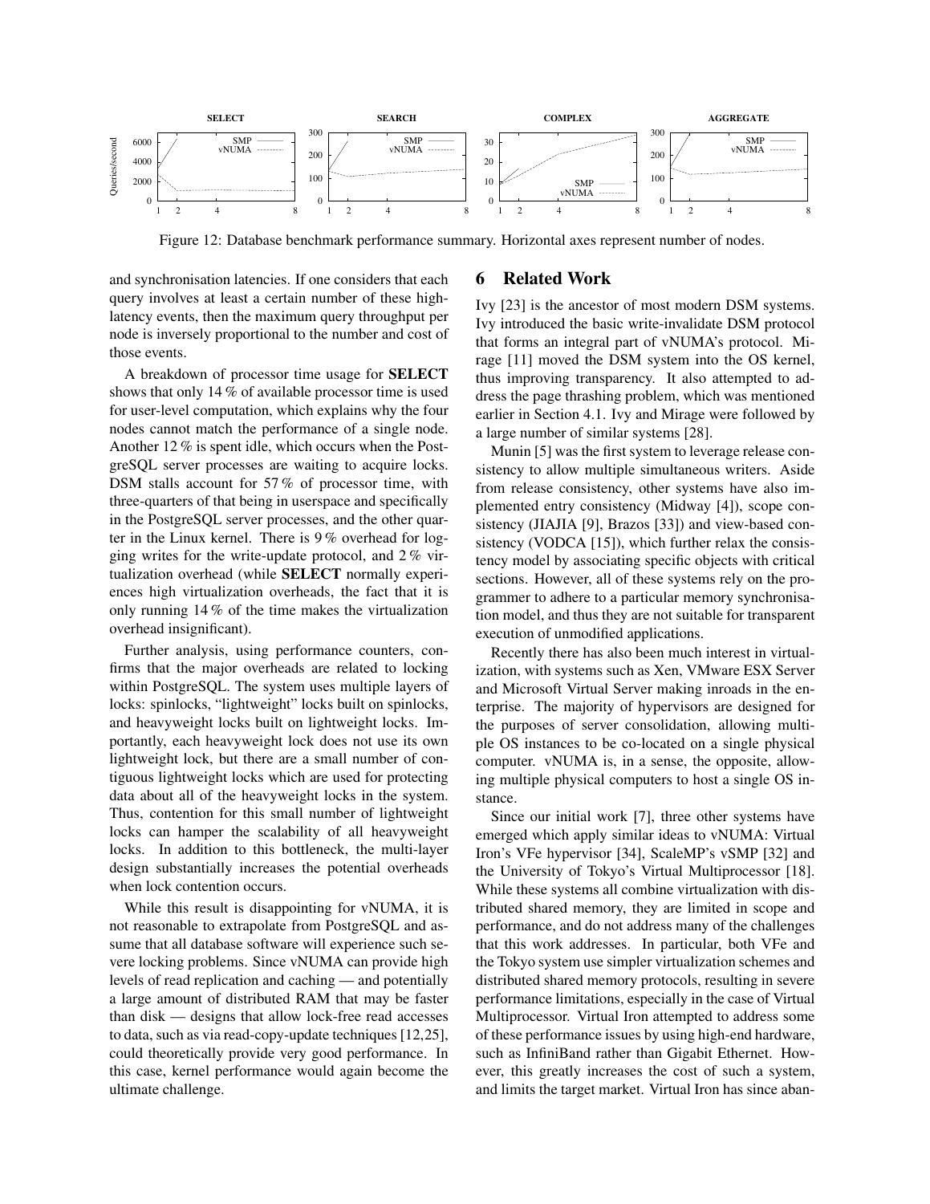Figure 12: Database benchmark performance summary. Horizontal axes represent number of nodes.

and synchronisation latencies. If one considers that each query involves at least a certain number of these high-latency events, then the maximum query throughput per node is inversely proportional to the number and cost of those events.

A breakdown of processor time usage for **SELECT** shows that only 14 % of available processor time is used for user-level computation, which explains why the four nodes cannot match the performance of a single node. Another 12 % is spent idle, which occurs when the PostgreSQL server processes are waiting to acquire locks. DSM stalls account for 57 % of processor time, with three-quarters of that being in userspace and specifically in the PostgreSQL server processes, and the other quarter in the Linux kernel. There is 9 % overhead for logging writes for the write-update protocol, and 2 % virtualization overhead (while **SELECT** normally experiences high virtualization overheads, the fact that it is only running 14 % of the time makes the virtualization overhead insignificant).

Further analysis, using performance counters, confirms that the major overheads are related to locking within PostgreSQL. The system uses multiple layers of locks: spinlocks, "lightweight" locks built on spinlocks, and heavyweight locks built on lightweight locks. Importantly, each heavyweight lock does not use its own lightweight lock, but there are a small number of contiguous lightweight locks which are used for protecting data about all of the heavyweight locks in the system. Thus, contention for this small number of lightweight locks can hamper the scalability of all heavyweight locks. In addition to this bottleneck, the multi-layer design substantially increases the potential overheads when lock contention occurs.

While this result is disappointing for vNUMA, it is not reasonable to extrapolate from PostgreSQL and assume that all database software will experience such severe locking problems. Since vNUMA can provide high levels of read replication and caching — and potentially a large amount of distributed RAM that may be faster than disk — designs that allow lock-free read accesses to data, such as via read-copy-update techniques [12,25], could theoretically provide very good performance. In this case, kernel performance would again become the ultimate challenge.

## 6 Related Work

Ivy [23] is the ancestor of most modern DSM systems. Ivy introduced the basic write-invalidate DSM protocol that forms an integral part of vNUMA's protocol. Mirage [11] moved the DSM system into the OS kernel, thus improving transparency. It also attempted to address the page thrashing problem, which was mentioned earlier in Section 4.1. Ivy and Mirage were followed by a large number of similar systems [28].

Munin [5] was the first system to leverage release consistency to allow multiple simultaneous writers. Aside from release consistency, other systems have also implemented entry consistency (Midway [4]), scope consistency (JIAJIA [9], Brazos [33]) and view-based consistency (VODCA [15]), which further relax the consistency model by associating specific objects with critical sections. However, all of these systems rely on the programmer to adhere to a particular memory synchronisation model, and thus they are not suitable for transparent execution of unmodified applications.

Recently there has also been much interest in virtualization, with systems such as Xen, VMware ESX Server and Microsoft Virtual Server making inroads in the enterprise. The majority of hypervisors are designed for the purposes of server consolidation, allowing multiple OS instances to be co-located on a single physical computer. vNUMA is, in a sense, the opposite, allowing multiple physical computers to host a single OS instance.

Since our initial work [7], three other systems have emerged which apply similar ideas to vNUMA: Virtual Iron's VFe hypervisor [34], ScaleMP's vSMP [32] and the University of Tokyo's Virtual Multiprocessor [18]. While these systems all combine virtualization with distributed shared memory, they are limited in scope and performance, and do not address many of the challenges that this work addresses. In particular, both VFe and the Tokyo system use simpler virtualization schemes and distributed shared memory protocols, resulting in severe performance limitations, especially in the case of Virtual Multiprocessor. Virtual Iron attempted to address some of these performance issues by using high-end hardware, such as InfiniBand rather than Gigabit Ethernet. However, this greatly increases the cost of such a system, and limits the target market. Virtual Iron has since aban-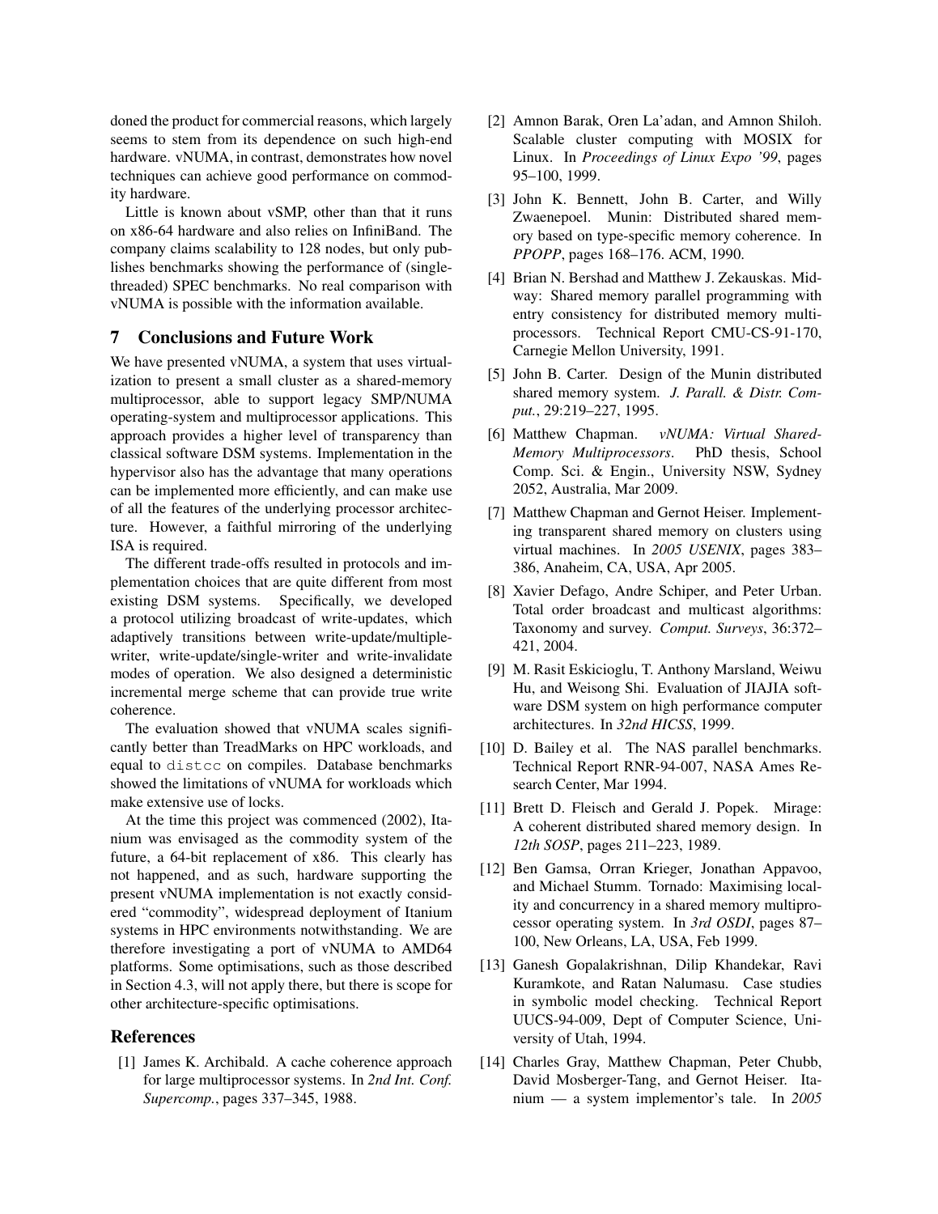doned the product for commercial reasons, which largely seems to stem from its dependence on such high-end hardware. vNUMA, in contrast, demonstrates how novel techniques can achieve good performance on commodity hardware.

Little is known about vSMP, other than that it runs on x86-64 hardware and also relies on InfiniBand. The company claims scalability to 128 nodes, but only publishes benchmarks showing the performance of (single-threaded) SPEC benchmarks. No real comparison with vNUMA is possible with the information available.

## 7 Conclusions and Future Work

We have presented vNUMA, a system that uses virtualization to present a small cluster as a shared-memory multiprocessor, able to support legacy SMP/NUMA operating-system and multiprocessor applications. This approach provides a higher level of transparency than classical software DSM systems. Implementation in the hypervisor also has the advantage that many operations can be implemented more efficiently, and can make use of all the features of the underlying processor architecture. However, a faithful mirroring of the underlying ISA is required.

The different trade-offs resulted in protocols and implementation choices that are quite different from most existing DSM systems. Specifically, we developed a protocol utilizing broadcast of write-updates, which adaptively transitions between write-update/multiple-writer, write-update/single-writer and write-invalidate modes of operation. We also designed a deterministic incremental merge scheme that can provide true write coherence.

The evaluation showed that vNUMA scales significantly better than TreadMarks on HPC workloads, and equal to `distcc` on compiles. Database benchmarks showed the limitations of vNUMA for workloads which make extensive use of locks.

At the time this project was commenced (2002), Itanium was envisaged as the commodity system of the future, a 64-bit replacement of x86. This clearly has not happened, and as such, hardware supporting the present vNUMA implementation is not exactly considered "commodity", widespread deployment of Itanium systems in HPC environments notwithstanding. We are therefore investigating a port of vNUMA to AMD64 platforms. Some optimisations, such as those described in Section 4.3, will not apply there, but there is scope for other architecture-specific optimisations.

## References

[1] James K. Archibald. A cache coherence approach for large multiprocessor systems. In *2nd Int. Conf. Supercomp.*, pages 337–345, 1988.

[2] Amnon Barak, Oren La'adan, and Amnon Shiloh. Scalable cluster computing with MOSIX for Linux. In *Proceedings of Linux Expo '99*, pages 95–100, 1999.

[3] John K. Bennett, John B. Carter, and Willy Zwaenepoel. Munin: Distributed shared memory based on type-specific memory coherence. In *PPOPP*, pages 168–176. ACM, 1990.

[4] Brian N. Bershad and Matthew J. Zekauskas. Midway: Shared memory parallel programming with entry consistency for distributed memory multiprocessors. Technical Report CMU-CS-91-170, Carnegie Mellon University, 1991.

[5] John B. Carter. Design of the Munin distributed shared memory system. *J. Parall. & Distr. Comput.*, 29:219–227, 1995.

[6] Matthew Chapman. *vNUMA: Virtual Shared-Memory Multiprocessors*. PhD thesis, School Comp. Sci. & Engin., University NSW, Sydney 2052, Australia, Mar 2009.

[7] Matthew Chapman and Gernot Heiser. Implementing transparent shared memory on clusters using virtual machines. In *2005 USENIX*, pages 383–386, Anaheim, CA, USA, Apr 2005.

[8] Xavier Defago, Andre Schiper, and Peter Urban. Total order broadcast and multicast algorithms: Taxonomy and survey. *Comput. Surveys*, 36:372–421, 2004.

[9] M. Rasit Eskicioglu, T. Anthony Marsland, Weiwu Hu, and Weisong Shi. Evaluation of JIAJIA software DSM system on high performance computer architectures. In *32nd HICSS*, 1999.

[10] D. Bailey et al. The NAS parallel benchmarks. Technical Report RNR-94-007, NASA Ames Research Center, Mar 1994.

[11] Brett D. Fleisch and Gerald J. Popek. Mirage: A coherent distributed shared memory design. In *12th SOSP*, pages 211–223, 1989.

[12] Ben Gamsa, Orran Krieger, Jonathan Appavoo, and Michael Stumm. Tornado: Maximising locality and concurrency in a shared memory multiprocessor operating system. In *3rd OSDI*, pages 87–100, New Orleans, LA, USA, Feb 1999.

[13] Ganesh Gopalakrishnan, Dilip Khandekar, Ravi Kuramkote, and Ratan Nalumasu. Case studies in symbolic model checking. Technical Report UUCS-94-009, Dept of Computer Science, University of Utah, 1994.

[14] Charles Gray, Matthew Chapman, Peter Chubb, David Mosberger-Tang, and Gernot Heiser. Itanium — a system implementor's tale. In *2005*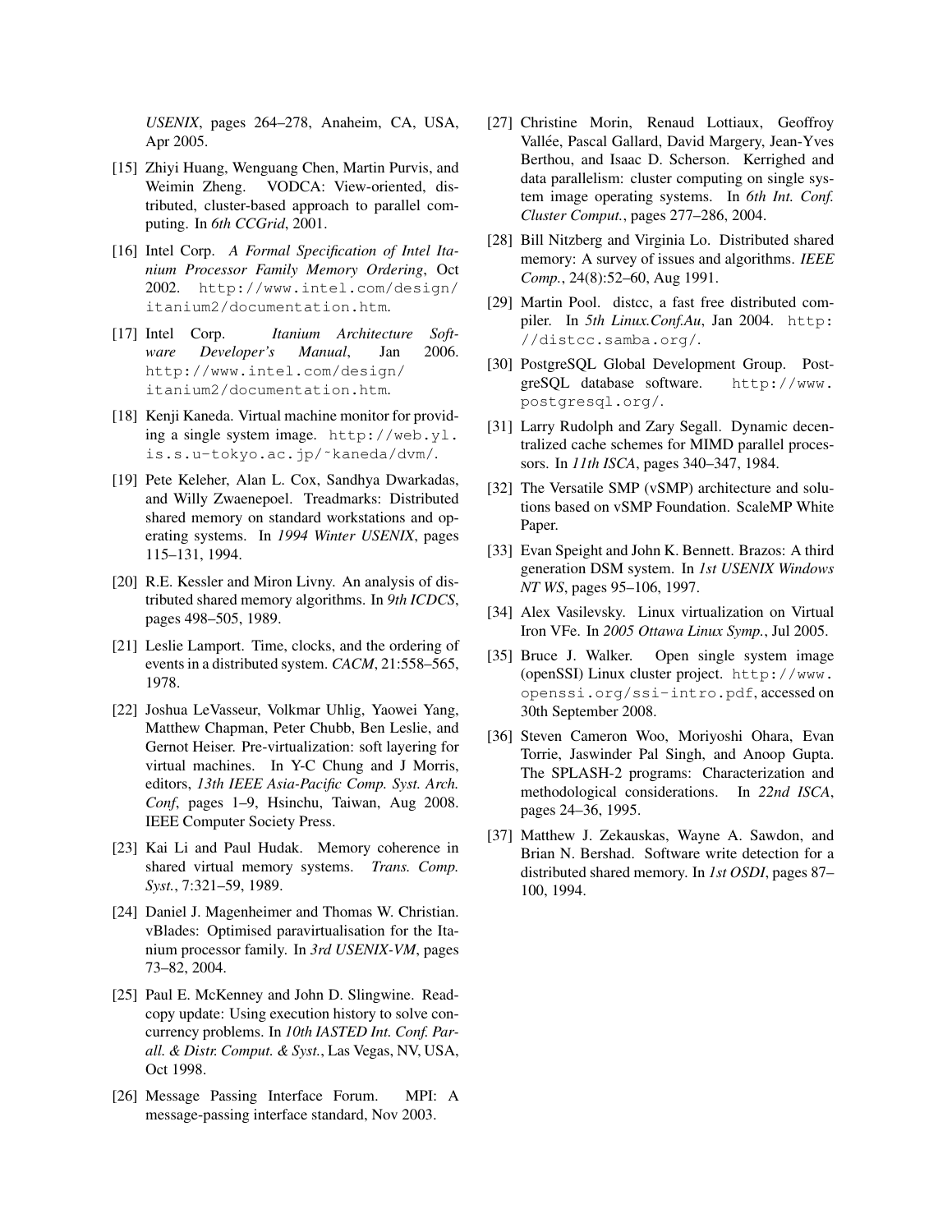*USENIX*, pages 264–278, Anaheim, CA, USA, Apr 2005.

[15] Zhiyi Huang, Wenguang Chen, Martin Purvis, and Weimin Zheng. VODCA: View-oriented, distributed, cluster-based approach to parallel computing. In *6th CCGrid*, 2001.

[16] Intel Corp. *A Formal Specification of Intel Itanium Processor Family Memory Ordering*, Oct 2002. http://www.intel.com/design/itanium2/documentation.htm.

[17] Intel Corp. *Itanium Architecture Software Developer's Manual*, Jan 2006. http://www.intel.com/design/itanium2/documentation.htm.

[18] Kenji Kaneda. Virtual machine monitor for providing a single system image. http://web.yl.is.s.u-tokyo.ac.jp/~kaneda/dvm/.

[19] Pete Keleher, Alan L. Cox, Sandhya Dwarkadas, and Willy Zwaenepoel. Treadmarks: Distributed shared memory on standard workstations and operating systems. In *1994 Winter USENIX*, pages 115–131, 1994.

[20] R.E. Kessler and Miron Livny. An analysis of distributed shared memory algorithms. In *9th ICDCS*, pages 498–505, 1989.

[21] Leslie Lamport. Time, clocks, and the ordering of events in a distributed system. *CACM*, 21:558–565, 1978.

[22] Joshua LeVasseur, Volkmar Uhlig, Yaowei Yang, Matthew Chapman, Peter Chubb, Ben Leslie, and Gernot Heiser. Pre-virtualization: soft layering for virtual machines. In Y-C Chung and J Morris, editors, *13th IEEE Asia-Pacific Comp. Syst. Arch. Conf*, pages 1–9, Hsinchu, Taiwan, Aug 2008. IEEE Computer Society Press.

[23] Kai Li and Paul Hudak. Memory coherence in shared virtual memory systems. *Trans. Comp. Syst.*, 7:321–59, 1989.

[24] Daniel J. Magenheimer and Thomas W. Christian. vBlades: Optimised paravirtualisation for the Itanium processor family. In *3rd USENIX-VM*, pages 73–82, 2004.

[25] Paul E. McKenney and John D. Slingwine. Read-copy update: Using execution history to solve concurrency problems. In *10th IASTED Int. Conf. Parall. & Distr. Comput. & Syst.*, Las Vegas, NV, USA, Oct 1998.

[26] Message Passing Interface Forum. MPI: A message-passing interface standard, Nov 2003.

[27] Christine Morin, Renaud Lottiaux, Geoffroy Vallée, Pascal Gallard, David Margery, Jean-Yves Berthou, and Isaac D. Scherson. Kerrighed and data parallelism: cluster computing on single system image operating systems. In *6th Int. Conf. Cluster Comput.*, pages 277–286, 2004.

[28] Bill Nitzberg and Virginia Lo. Distributed shared memory: A survey of issues and algorithms. *IEEE Comp.*, 24(8):52–60, Aug 1991.

[29] Martin Pool. distcc, a fast free distributed compiler. In *5th Linux.Conf.Au*, Jan 2004. http://distcc.samba.org/.

[30] PostgreSQL Global Development Group. PostgreSQL database software. http://www.postgresql.org/.

[31] Larry Rudolph and Zary Segall. Dynamic decentralized cache schemes for MIMD parallel processors. In *11th ISCA*, pages 340–347, 1984.

[32] The Versatile SMP (vSMP) architecture and solutions based on vSMP Foundation. ScaleMP White Paper.

[33] Evan Speight and John K. Bennett. Brazos: A third generation DSM system. In *1st USENIX Windows NT WS*, pages 95–106, 1997.

[34] Alex Vasilevsky. Linux virtualization on Virtual Iron VFe. In *2005 Ottawa Linux Symp.*, Jul 2005.

[35] Bruce J. Walker. Open single system image (openSSI) Linux cluster project. http://www.openssi.org/ssi-intro.pdf, accessed on 30th September 2008.

[36] Steven Cameron Woo, Moriyoshi Ohara, Evan Torrie, Jaswinder Pal Singh, and Anoop Gupta. The SPLASH-2 programs: Characterization and methodological considerations. In *22nd ISCA*, pages 24–36, 1995.

[37] Matthew J. Zekauskas, Wayne A. Sawdon, and Brian N. Bershad. Software write detection for a distributed shared memory. In *1st OSDI*, pages 87–100, 1994.